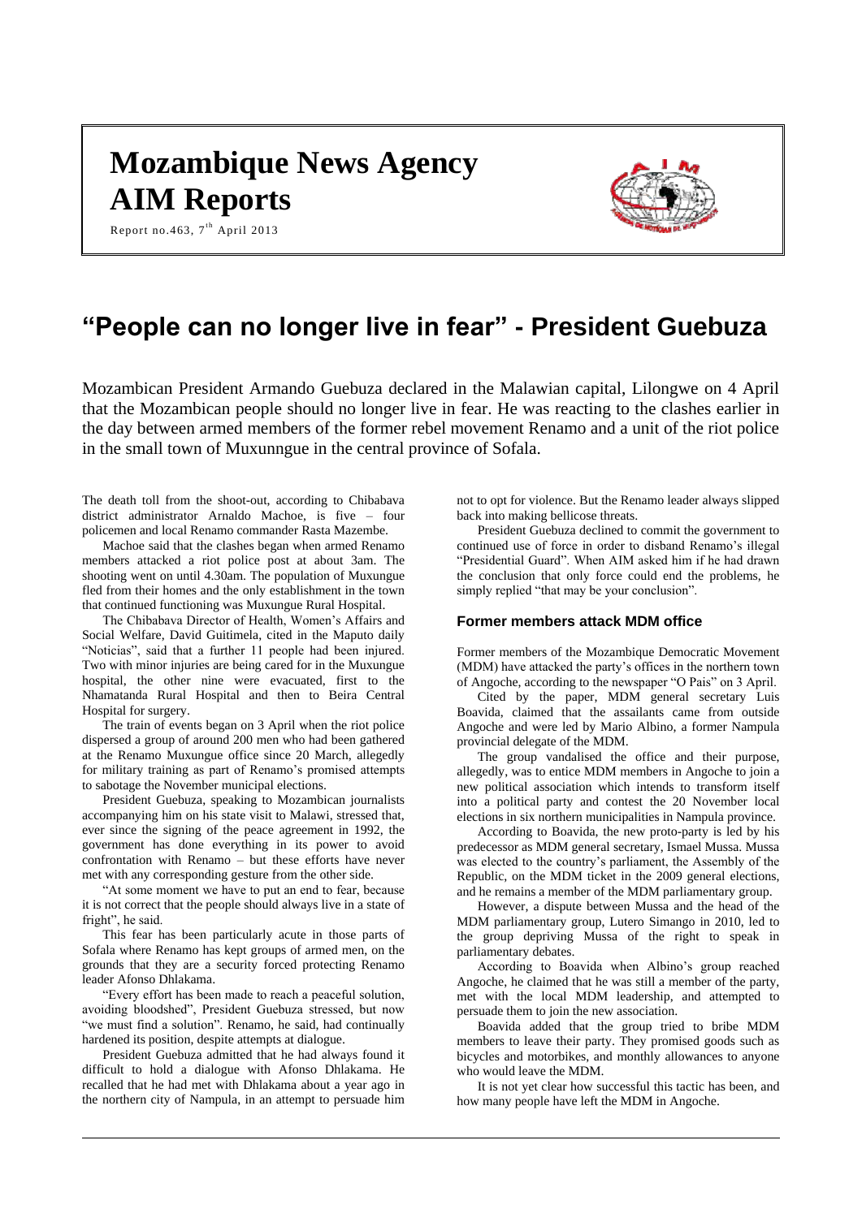# Mozambique News Agency AIM Reports

Report no.463, 7th April 2013

# "People can no longer live in fear" - President Guebuza

Mozambican President Armando Guebuza declared in the Malawian capital, Lilongwe on 4 April that the Mozambican people should no longer live in fear. He was reacting to the clashes earlier in the day between armed members of the former rebel movement Renamo and a unit of the riot police in the small town of Muxunngue in the central province of Sofala.

The death toll from the shoot-out, according to Chibabava district administrator Arnaldo Machoe, is five – four policemen and local Renamo commander Rasta Mazembe.

Machoe said that the clashes began when armed Renamo members attacked a riot police post at about 3am. The shooting went on until 4.30am. The population of Muxungue fled from their homes and the only establishment in the town that continued functioning was Muxungue Rural Hospital.

The Chibabava Director of Health, Women's Affairs and Social Welfare, David Guitimela, cited in the Maputo daily "Noticias", said that a further 11 people had been injured. Two with minor injuries are being cared for in the Muxungue hospital, the other nine were evacuated, first to the Nhamatanda Rural Hospital and then to Beira Central Hospital for surgery.

The train of events began on 3 April when the riot police dispersed a group of around 200 men who had been gathered at the Renamo Muxungue office since 20 March, allegedly for military training as part of Renamo's promised attempts to sabotage the November municipal elections.

President Guebuza, speaking to Mozambican journalists accompanying him on his state visit to Malawi, stressed that, ever since the signing of the peace agreement in 1992, the government has done everything in its power to avoid confrontation with Renamo – but these efforts have never met with any corresponding gesture from the other side.

"At some moment we have to put an end to fear, because it is not correct that the people should always live in a state of fright", he said.

This fear has been particularly acute in those parts of Sofala where Renamo has kept groups of armed men, on the grounds that they are a security forced protecting Renamo leader Afonso Dhlakama.

"Every effort has been made to reach a peaceful solution, avoiding bloodshed", President Guebuza stressed, but now "we must find a solution". Renamo, he said, had continually hardened its position, despite attempts at dialogue.

President Guebuza admitted that he had always found it difficult to hold a dialogue with Afonso Dhlakama. He recalled that he had met with Dhlakama about a year ago in the northern city of Nampula, in an attempt to persuade him not to opt for violence. But the Renamo leader always slipped back into making bellicose threats.

President Guebuza declined to commit the government to continued use of force in order to disband Renamo's illegal "Presidential Guard". When AIM asked him if he had drawn the conclusion that only force could end the problems, he simply replied "that may be your conclusion".

### Former members attack MDM office

Former members of the Mozambique Democratic Movement (MDM) have attacked the party's offices in the northern town of Angoche, according to the newspaper "O Pais" on 3 April.

Cited by the paper, MDM general secretary Luis Boavida, claimed that the assailants came from outside Angoche and were led by Mario Albino, a former Nampula provincial delegate of the MDM.

The group vandalised the office and their purpose, allegedly, was to entice MDM members in Angoche to join a new political association which intends to transform itself into a political party and contest the 20 November local elections in six northern municipalities in Nampula province.

According to Boavida, the new proto-party is led by his predecessor as MDM general secretary, Ismael Mussa. Mussa was elected to the country's parliament, the Assembly of the Republic, on the MDM ticket in the 2009 general elections, and he remains a member of the MDM parliamentary group.

However, a dispute between Mussa and the head of the MDM parliamentary group, Lutero Simango in 2010, led to the group depriving Mussa of the right to speak in parliamentary debates.

According to Boavida when Albino's group reached Angoche, he claimed that he was still a member of the party, met with the local MDM leadership, and attempted to persuade them to join the new association.

Boavida added that the group tried to bribe MDM members to leave their party. They promised goods such as bicycles and motorbikes, and monthly allowances to anyone who would leave the MDM.

It is not yet clear how successful this tactic has been, and how many people have left the MDM in Angoche.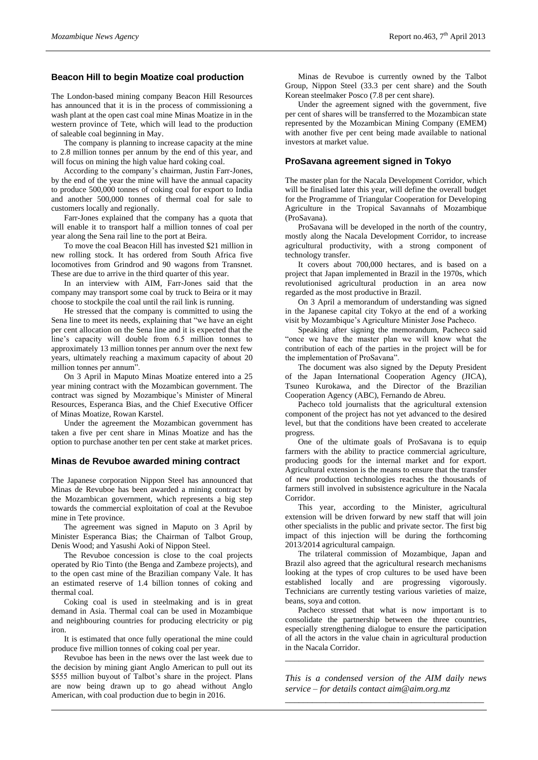## Beacon Hill to begin Moatize coal production

The London-based mining company Beacon Hill Resources has announced that it is in the process of commissioning a wash plant at the open cast coal mine Minas Moatize in in the western province of Tete, which will lead to the production of saleable coal beginning in May.

The company is planning to increase capacity at the mine to 2.8 million tonnes per annum by the end of this year, and will focus on mining the high value hard coking coal.

According to the company's chairman, Justin Farr-Jones, by the end of the year the mine will have the annual capacity to produce 500,000 tonnes of coking coal for export to India and another 500,000 tonnes of thermal coal for sale to customers locally and regionally.

Farr-Jones explained that the company has a quota that will enable it to transport half a million tonnes of coal per year along the Sena rail line to the port at Beira.

To move the coal Beacon Hill has invested $21 million in new rolling stock. It has ordered from South Africa five locomotives from Grindrod and 90 wagons from Transnet. These are due to arrive in the third quarter of this year.

In an interview with AIM, Farr-Jones said that the company may transport some coal by truck to Beira or it may choose to stockpile the coal until the rail link is running.

He stressed that the company is committed to using the Sena line to meet its needs, explaining that "we have an eight per cent allocation on the Sena line and it is expected that the line's capacity will double from 6.5 million tonnes to approximately 13 million tonnes per annum over the next few years, ultimately reaching a maximum capacity of about 20 million tonnes per annum".

On 3 April in Maputo Minas Moatize entered into a 25 year mining contract with the Mozambican government. The contract was signed by Mozambique's Minister of Mineral Resources, Esperanca Bias, and the Chief Executive Officer of Minas Moatize, Rowan Karstel.

Under the agreement the Mozambican government has taken a five per cent share in Minas Moatize and has the option to purchase another ten per cent stake at market prices.

## Minas de Revuboe awarded mining contract

The Japanese corporation Nippon Steel has announced that Minas de Revuboe has been awarded a mining contract by the Mozambican government, which represents a big step towards the commercial exploitation of coal at the Revuboe mine in Tete province.

The agreement was signed in Maputo on 3 April by Minister Esperanca Bias; the Chairman of Talbot Group, Denis Wood; and Yasushi Aoki of Nippon Steel.

The Revuboe concession is close to the coal projects operated by Rio Tinto (the Benga and Zambeze projects), and to the open cast mine of the Brazilian company Vale. It has an estimated reserve of 1.4 billion tonnes of coking and thermal coal.

Coking coal is used in steelmaking and is in great demand in Asia. Thermal coal can be used in Mozambique and neighbouring countries for producing electricity or pig iron.

It is estimated that once fully operational the mine could produce five million tonnes of coking coal per year.

Revuboe has been in the news over the last week due to the decision by mining giant Anglo American to pull out its $555 million buyout of Talbot's share in the project. Plans are now being drawn up to go ahead without Anglo American, with coal production due to begin in 2016.

Minas de Revuboe is currently owned by the Talbot Group, Nippon Steel (33.3 per cent share) and the South Korean steelmaker Posco (7.8 per cent share).

Under the agreement signed with the government, five per cent of shares will be transferred to the Mozambican state represented by the Mozambican Mining Company (EMEM) with another five per cent being made available to national investors at market value.

## ProSavana agreement signed in Tokyo

The master plan for the Nacala Development Corridor, which will be finalised later this year, will define the overall budget for the Programme of Triangular Cooperation for Developing Agriculture in the Tropical Savannahs of Mozambique (ProSavana).

ProSavana will be developed in the north of the country, mostly along the Nacala Development Corridor, to increase agricultural productivity, with a strong component of technology transfer.

It covers about 700,000 hectares, and is based on a project that Japan implemented in Brazil in the 1970s, which revolutionised agricultural production in an area now regarded as the most productive in Brazil.

On 3 April a memorandum of understanding was signed in the Japanese capital city Tokyo at the end of a working visit by Mozambique's Agriculture Minister Jose Pacheco.

Speaking after signing the memorandum, Pacheco said "once we have the master plan we will know what the contribution of each of the parties in the project will be for the implementation of ProSavana".

The document was also signed by the Deputy President of the Japan International Cooperation Agency (JICA), Tsuneo Kurokawa, and the Director of the Brazilian Cooperation Agency (ABC), Fernando de Abreu.

Pacheco told journalists that the agricultural extension component of the project has not yet advanced to the desired level, but that the conditions have been created to accelerate progress.

One of the ultimate goals of ProSavana is to equip farmers with the ability to practice commercial agriculture, producing goods for the internal market and for export. Agricultural extension is the means to ensure that the transfer of new production technologies reaches the thousands of farmers still involved in subsistence agriculture in the Nacala Corridor.

This year, according to the Minister, agricultural extension will be driven forward by new staff that will join other specialists in the public and private sector. The first big impact of this injection will be during the forthcoming 2013/2014 agricultural campaign.

The trilateral commission of Mozambique, Japan and Brazil also agreed that the agricultural research mechanisms looking at the types of crop cultures to be used have been established locally and are progressing vigorously. Technicians are currently testing various varieties of maize, beans, soya and cotton.

Pacheco stressed that what is now important is to consolidate the partnership between the three countries, especially strengthening dialogue to ensure the participation of all the actors in the value chain in agricultural production in the Nacala Corridor.

---

*This is a condensed version of the AIM daily news service – for details contact aim@aim.org.mz*

---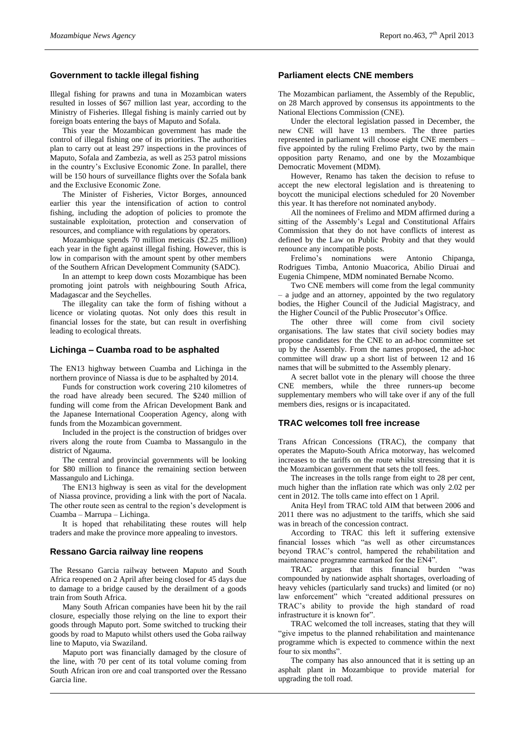## Government to tackle illegal fishing

Illegal fishing for prawns and tuna in Mozambican waters resulted in losses of $67 million last year, according to the Ministry of Fisheries. Illegal fishing is mainly carried out by foreign boats entering the bays of Maputo and Sofala.

This year the Mozambican government has made the control of illegal fishing one of its priorities. The authorities plan to carry out at least 297 inspections in the provinces of Maputo, Sofala and Zambezia, as well as 253 patrol missions in the country's Exclusive Economic Zone. In parallel, there will be 150 hours of surveillance flights over the Sofala bank and the Exclusive Economic Zone.

The Minister of Fisheries, Victor Borges, announced earlier this year the intensification of action to control fishing, including the adoption of policies to promote the sustainable exploitation, protection and conservation of resources, and compliance with regulations by operators.

Mozambique spends 70 million meticais ($2.25 million) each year in the fight against illegal fishing. However, this is low in comparison with the amount spent by other members of the Southern African Development Community (SADC).

In an attempt to keep down costs Mozambique has been promoting joint patrols with neighbouring South Africa, Madagascar and the Seychelles.

The illegality can take the form of fishing without a licence or violating quotas. Not only does this result in financial losses for the state, but can result in overfishing leading to ecological threats.

## Lichinga – Cuamba road to be asphalted

The EN13 highway between Cuamba and Lichinga in the northern province of Niassa is due to be asphalted by 2014.

Funds for construction work covering 210 kilometres of the road have already been secured. The $240 million of funding will come from the African Development Bank and the Japanese International Cooperation Agency, along with funds from the Mozambican government.

Included in the project is the construction of bridges over rivers along the route from Cuamba to Massangulo in the district of Ngauma.

The central and provincial governments will be looking for $80 million to finance the remaining section between Massangulo and Lichinga.

The EN13 highway is seen as vital for the development of Niassa province, providing a link with the port of Nacala. The other route seen as central to the region's development is Cuamba – Marrupa – Lichinga.

It is hoped that rehabilitating these routes will help traders and make the province more appealing to investors.

## Ressano Garcia railway line reopens

The Ressano Garcia railway between Maputo and South Africa reopened on 2 April after being closed for 45 days due to damage to a bridge caused by the derailment of a goods train from South Africa.

Many South African companies have been hit by the rail closure, especially those relying on the line to export their goods through Maputo port. Some switched to trucking their goods by road to Maputo whilst others used the Goba railway line to Maputo, via Swaziland.

Maputo port was financially damaged by the closure of the line, with 70 per cent of its total volume coming from South African iron ore and coal transported over the Ressano Garcia line.

## Parliament elects CNE members

The Mozambican parliament, the Assembly of the Republic, on 28 March approved by consensus its appointments to the National Elections Commission (CNE).

Under the electoral legislation passed in December, the new CNE will have 13 members. The three parties represented in parliament will choose eight CNE members – five appointed by the ruling Frelimo Party, two by the main opposition party Renamo, and one by the Mozambique Democratic Movement (MDM).

However, Renamo has taken the decision to refuse to accept the new electoral legislation and is threatening to boycott the municipal elections scheduled for 20 November this year. It has therefore not nominated anybody.

All the nominees of Frelimo and MDM affirmed during a sitting of the Assembly's Legal and Constitutional Affairs Commission that they do not have conflicts of interest as defined by the Law on Public Probity and that they would renounce any incompatible posts.

Frelimo's nominations were Antonio Chipanga, Rodrigues Timba, Antonio Muacorica, Abilio Diruai and Eugenia Chimpene, MDM nominated Bernabe Ncomo.

Two CNE members will come from the legal community – a judge and an attorney, appointed by the two regulatory bodies, the Higher Council of the Judicial Magistracy, and the Higher Council of the Public Prosecutor's Office.

The other three will come from civil society organisations. The law states that civil society bodies may propose candidates for the CNE to an ad-hoc committee set up by the Assembly. From the names proposed, the ad-hoc committee will draw up a short list of between 12 and 16 names that will be submitted to the Assembly plenary.

A secret ballot vote in the plenary will choose the three CNE members, while the three runners-up become supplementary members who will take over if any of the full members dies, resigns or is incapacitated.

## TRAC welcomes toll free increase

Trans African Concessions (TRAC), the company that operates the Maputo-South Africa motorway, has welcomed increases to the tariffs on the route whilst stressing that it is the Mozambican government that sets the toll fees.

The increases in the tolls range from eight to 28 per cent, much higher than the inflation rate which was only 2.02 per cent in 2012. The tolls came into effect on 1 April.

Anita Heyl from TRAC told AIM that between 2006 and 2011 there was no adjustment to the tariffs, which she said was in breach of the concession contract.

According to TRAC this left it suffering extensive financial losses which "as well as other circumstances beyond TRAC's control, hampered the rehabilitation and maintenance programme earmarked for the EN4".

TRAC argues that this financial burden "was compounded by nationwide asphalt shortages, overloading of heavy vehicles (particularly sand trucks) and limited (or no) law enforcement" which "created additional pressures on TRAC's ability to provide the high standard of road infrastructure it is known for".

TRAC welcomed the toll increases, stating that they will "give impetus to the planned rehabilitation and maintenance programme which is expected to commence within the next four to six months".

The company has also announced that it is setting up an asphalt plant in Mozambique to provide material for upgrading the toll road.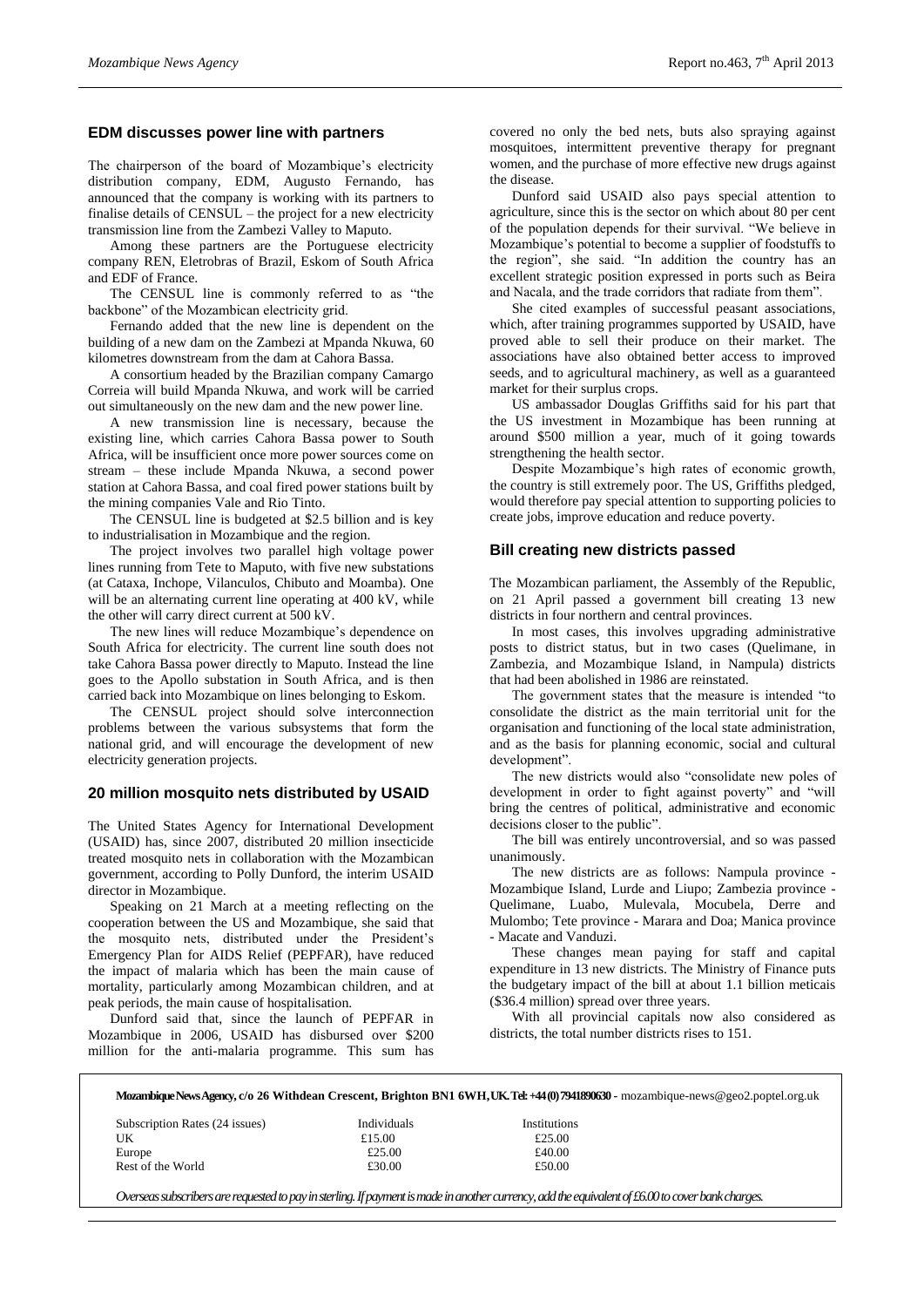## EDM discusses power line with partners

The chairperson of the board of Mozambique's electricity distribution company, EDM, Augusto Fernando, has announced that the company is working with its partners to finalise details of CENSUL – the project for a new electricity transmission line from the Zambezi Valley to Maputo.

Among these partners are the Portuguese electricity company REN, Eletrobras of Brazil, Eskom of South Africa and EDF of France.

The CENSUL line is commonly referred to as "the backbone" of the Mozambican electricity grid.

Fernando added that the new line is dependent on the building of a new dam on the Zambezi at Mpanda Nkuwa, 60 kilometres downstream from the dam at Cahora Bassa.

A consortium headed by the Brazilian company Camargo Correia will build Mpanda Nkuwa, and work will be carried out simultaneously on the new dam and the new power line.

A new transmission line is necessary, because the existing line, which carries Cahora Bassa power to South Africa, will be insufficient once more power sources come on stream – these include Mpanda Nkuwa, a second power station at Cahora Bassa, and coal fired power stations built by the mining companies Vale and Rio Tinto.

The CENSUL line is budgeted at $2.5 billion and is key to industrialisation in Mozambique and the region.

The project involves two parallel high voltage power lines running from Tete to Maputo, with five new substations (at Cataxa, Inchope, Vilanculos, Chibuto and Moamba). One will be an alternating current line operating at 400 kV, while the other will carry direct current at 500 kV.

The new lines will reduce Mozambique's dependence on South Africa for electricity. The current line south does not take Cahora Bassa power directly to Maputo. Instead the line goes to the Apollo substation in South Africa, and is then carried back into Mozambique on lines belonging to Eskom.

The CENSUL project should solve interconnection problems between the various subsystems that form the national grid, and will encourage the development of new electricity generation projects.

## 20 million mosquito nets distributed by USAID

The United States Agency for International Development (USAID) has, since 2007, distributed 20 million insecticide treated mosquito nets in collaboration with the Mozambican government, according to Polly Dunford, the interim USAID director in Mozambique.

Speaking on 21 March at a meeting reflecting on the cooperation between the US and Mozambique, she said that the mosquito nets, distributed under the President's Emergency Plan for AIDS Relief (PEPFAR), have reduced the impact of malaria which has been the main cause of mortality, particularly among Mozambican children, and at peak periods, the main cause of hospitalisation.

Dunford said that, since the launch of PEPFAR in Mozambique in 2006, USAID has disbursed over $200 million for the anti-malaria programme. This sum has covered no only the bed nets, buts also spraying against mosquitoes, intermittent preventive therapy for pregnant women, and the purchase of more effective new drugs against the disease.

Dunford said USAID also pays special attention to agriculture, since this is the sector on which about 80 per cent of the population depends for their survival. "We believe in Mozambique's potential to become a supplier of foodstuffs to the region", she said. "In addition the country has an excellent strategic position expressed in ports such as Beira and Nacala, and the trade corridors that radiate from them".

She cited examples of successful peasant associations, which, after training programmes supported by USAID, have proved able to sell their produce on their market. The associations have also obtained better access to improved seeds, and to agricultural machinery, as well as a guaranteed market for their surplus crops.

US ambassador Douglas Griffiths said for his part that the US investment in Mozambique has been running at around $500 million a year, much of it going towards strengthening the health sector.

Despite Mozambique's high rates of economic growth, the country is still extremely poor. The US, Griffiths pledged, would therefore pay special attention to supporting policies to create jobs, improve education and reduce poverty.

## Bill creating new districts passed

The Mozambican parliament, the Assembly of the Republic, on 21 April passed a government bill creating 13 new districts in four northern and central provinces.

In most cases, this involves upgrading administrative posts to district status, but in two cases (Quelimane, in Zambezia, and Mozambique Island, in Nampula) districts that had been abolished in 1986 are reinstated.

The government states that the measure is intended "to consolidate the district as the main territorial unit for the organisation and functioning of the local state administration, and as the basis for planning economic, social and cultural development".

The new districts would also "consolidate new poles of development in order to fight against poverty" and "will bring the centres of political, administrative and economic decisions closer to the public".

The bill was entirely uncontroversial, and so was passed unanimously.

The new districts are as follows: Nampula province - Mozambique Island, Lurde and Liupo; Zambezia province - Quelimane, Luabo, Mulevala, Mocubela, Derre and Mulombo; Tete province - Marara and Doa; Manica province - Macate and Vanduzi.

These changes mean paying for staff and capital expenditure in 13 new districts. The Ministry of Finance puts the budgetary impact of the bill at about 1.1 billion meticais ($36.4 million) spread over three years.

With all provincial capitals now also considered as districts, the total number districts rises to 151.

**Mozambique News Agency, c/o 26 Withdean Crescent, Brighton BN1 6WH, UK. Tel: +44 (0) 7941890630 -** mozambique-news@geo2.poptel.org.uk

| Subscription Rates (24 issues) | Individuals | Institutions |
|---|---|---|
| UK | £15.00 | £25.00 |
| Europe | £25.00 | £40.00 |
| Rest of the World | £30.00 | £50.00 |

*Overseas subscribers are requested to pay in sterling. If payment is made in another currency, add the equivalent of £6.00 to cover bank charges.*